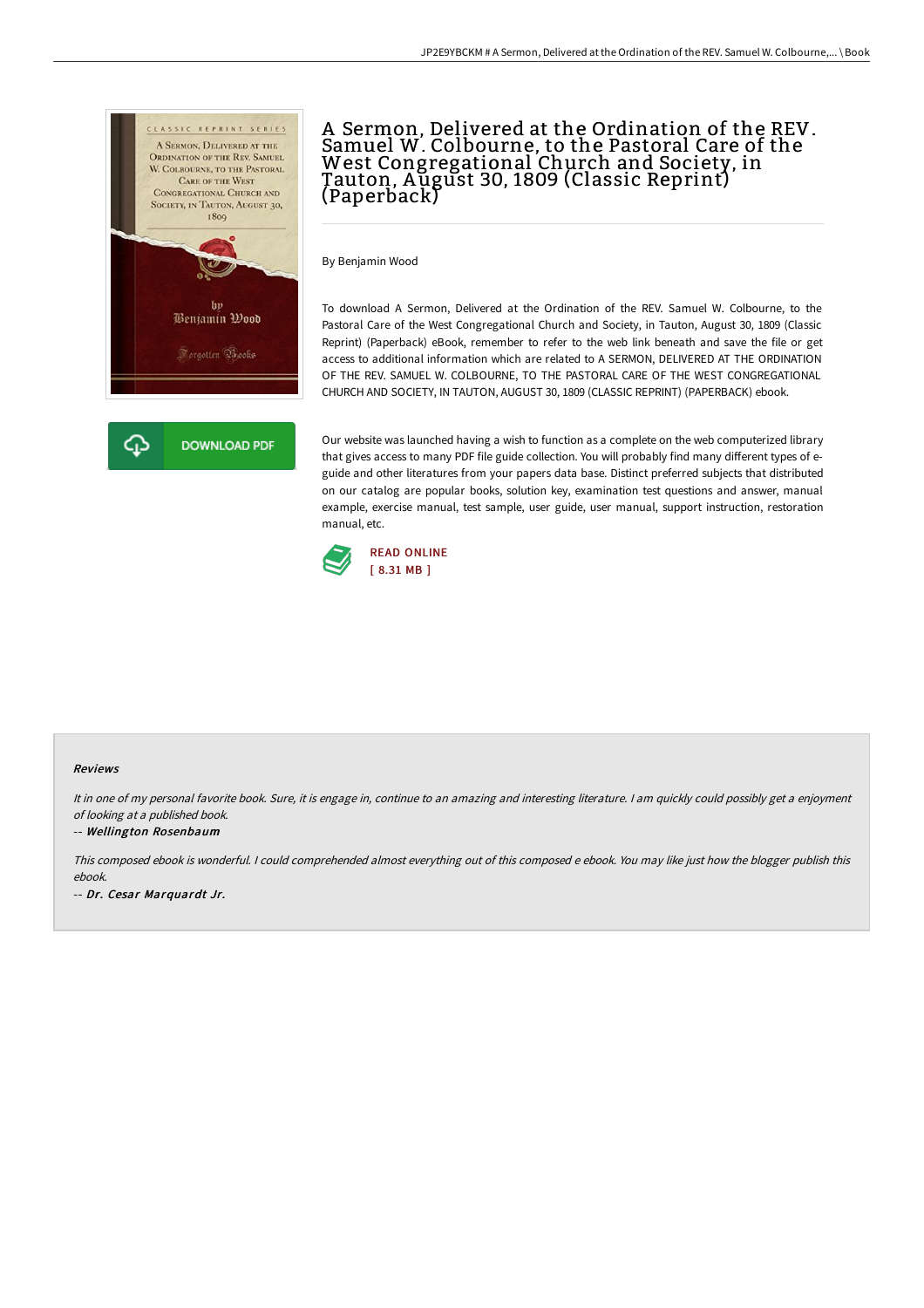# A Sermon, Delivered at the Ordination of the REV. Samuel W. Colbourne, to the Pastoral Care of the West Congregational Church and Society, in Tauton, August 30, 1809 (Classic Reprint) (Paperback)

DOWNLOAD PDF

By Benjamin Wood

To download A Sermon, Delivered at the Ordination of the REV. Samuel W. Colbourne, to the Pastoral Care of the West Congregational Church and Society, in Tauton, August 30, 1809 (Classic Reprint) (Paperback) eBook, remember to refer to the web link beneath and save the file or get access to additional information which are related to A SERMON, DELIVERED AT THE ORDINATION OF THE REV. SAMUEL W. COLBOURNE, TO THE PASTORAL CARE OF THE WEST CONGREGATIONAL CHURCH AND SOCIETY, IN TAUTON, AUGUST 30, 1809 (CLASSIC REPRINT) (PAPERBACK) ebook.

Our website was launched having a wish to function as a complete on the web computerized library that gives access to many PDF file guide collection. You will probably find many different types of e-guide and other literatures from your papers data base. Distinct preferred subjects that distributed on our catalog are popular books, solution key, examination test questions and answer, manual example, exercise manual, test sample, user guide, user manual, support instruction, restoration manual, etc.

READ ONLINE
[ 8.31 MB ]

### Reviews

*It in one of my personal favorite book. Sure, it is engage in, continue to an amazing and interesting literature. I am quickly could possibly get a enjoyment of looking at a published book.*

-- ***Wellington Rosenbaum***

*This composed ebook is wonderful. I could comprehended almost everything out of this composed e ebook. You may like just how the blogger publish this ebook.*

-- ***Dr. Cesar Marquardt Jr.***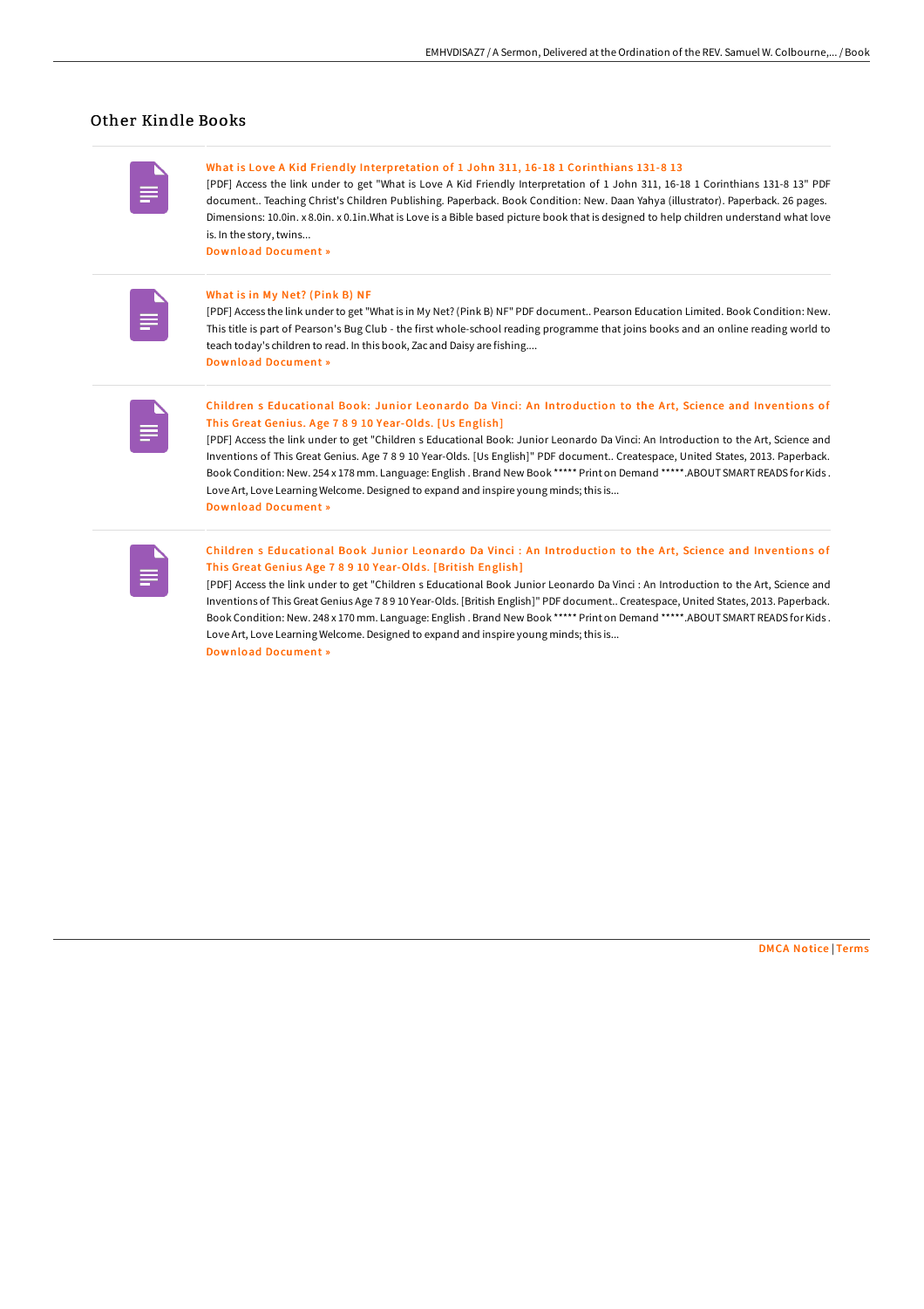## Other Kindle Books

### What is Love A Kid Friendly Interpretation of 1 John 311, 16-18 1 Corinthians 131-8 13

[PDF] Access the link under to get "What is Love A Kid Friendly Interpretation of 1 John 311, 16-18 1 Corinthians 131-8 13" PDF document.. Teaching Christ's Children Publishing. Paperback. Book Condition: New. Daan Yahya (illustrator). Paperback. 26 pages. Dimensions: 10.0in. x 8.0in. x 0.1in.What is Love is a Bible based picture book that is designed to help children understand what love is. In the story, twins...

Download Document »

### What is in My Net? (Pink B) NF

[PDF] Access the link under to get "What is in My Net? (Pink B) NF" PDF document.. Pearson Education Limited. Book Condition: New. This title is part of Pearson's Bug Club - the first whole-school reading programme that joins books and an online reading world to teach today's children to read. In this book, Zac and Daisy are fishing....

Download Document »

### Children s Educational Book: Junior Leonardo Da Vinci: An Introduction to the Art, Science and Inventions of This Great Genius. Age 7 8 9 10 Year-Olds. [Us English]

[PDF] Access the link under to get "Children s Educational Book: Junior Leonardo Da Vinci: An Introduction to the Art, Science and Inventions of This Great Genius. Age 7 8 9 10 Year-Olds. [Us English]" PDF document.. Createspace, United States, 2013. Paperback. Book Condition: New. 254 x 178 mm. Language: English . Brand New Book ***** Print on Demand *****.ABOUT SMART READS for Kids . Love Art, Love Learning Welcome. Designed to expand and inspire young minds; this is...

Download Document »

### Children s Educational Book Junior Leonardo Da Vinci : An Introduction to the Art, Science and Inventions of This Great Genius Age 7 8 9 10 Year-Olds. [British English]

[PDF] Access the link under to get "Children s Educational Book Junior Leonardo Da Vinci : An Introduction to the Art, Science and Inventions of This Great Genius Age 7 8 9 10 Year-Olds. [British English]" PDF document.. Createspace, United States, 2013. Paperback. Book Condition: New. 248 x 170 mm. Language: English . Brand New Book ***** Print on Demand *****.ABOUT SMART READS for Kids . Love Art, Love Learning Welcome. Designed to expand and inspire young minds; this is...

Download Document »